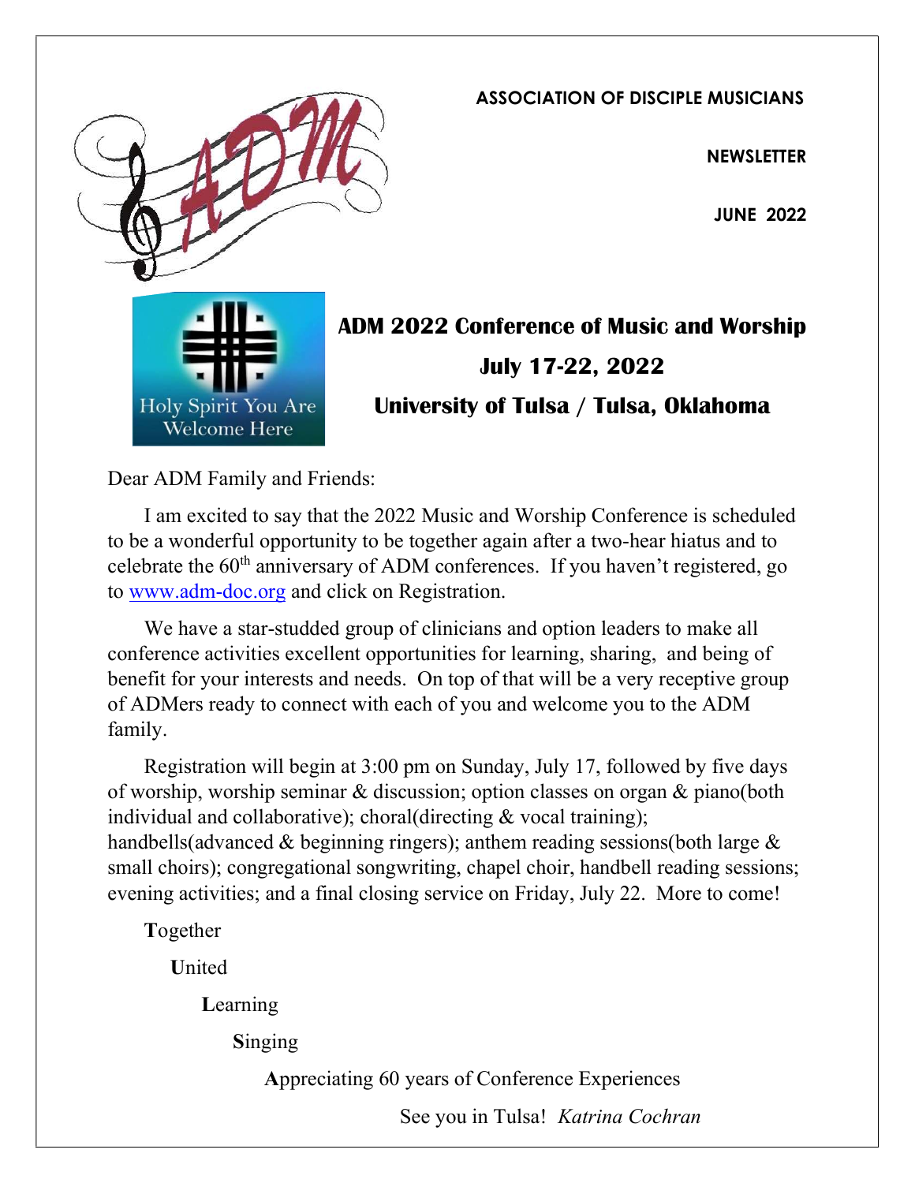**ASSOCIATION OF DISCIPLE MUSICIANS**

**NEWSLETTER**

**JUNE 2022**

Holy Spirit You Are Welcome Here

# ADM 2022 Conference of Music and Worship

## July 17-22, 2022

## University of Tulsa / Tulsa, Oklahoma

Dear ADM Family and Friends:

I am excited to say that the 2022 Music and Worship Conference is scheduled to be a wonderful opportunity to be together again after a two-hear hiatus and to celebrate the 60th anniversary of ADM conferences. If you haven't registered, go to [www.adm-doc.org](www.adm-doc.org) and click on Registration.

We have a star-studded group of clinicians and option leaders to make all conference activities excellent opportunities for learning, sharing, and being of benefit for your interests and needs. On top of that will be a very receptive group of ADMers ready to connect with each of you and welcome you to the ADM family.

Registration will begin at 3:00 pm on Sunday, July 17, followed by five days of worship, worship seminar & discussion; option classes on organ & piano(both individual and collaborative); choral(directing & vocal training); handbells(advanced & beginning ringers); anthem reading sessions(both large & small choirs); congregational songwriting, chapel choir, handbell reading sessions; evening activities; and a final closing service on Friday, July 22. More to come!

**T**ogether

**U**nited

**L**earning

**S**inging

**A**ppreciating 60 years of Conference Experiences

See you in Tulsa! *Katrina Cochran*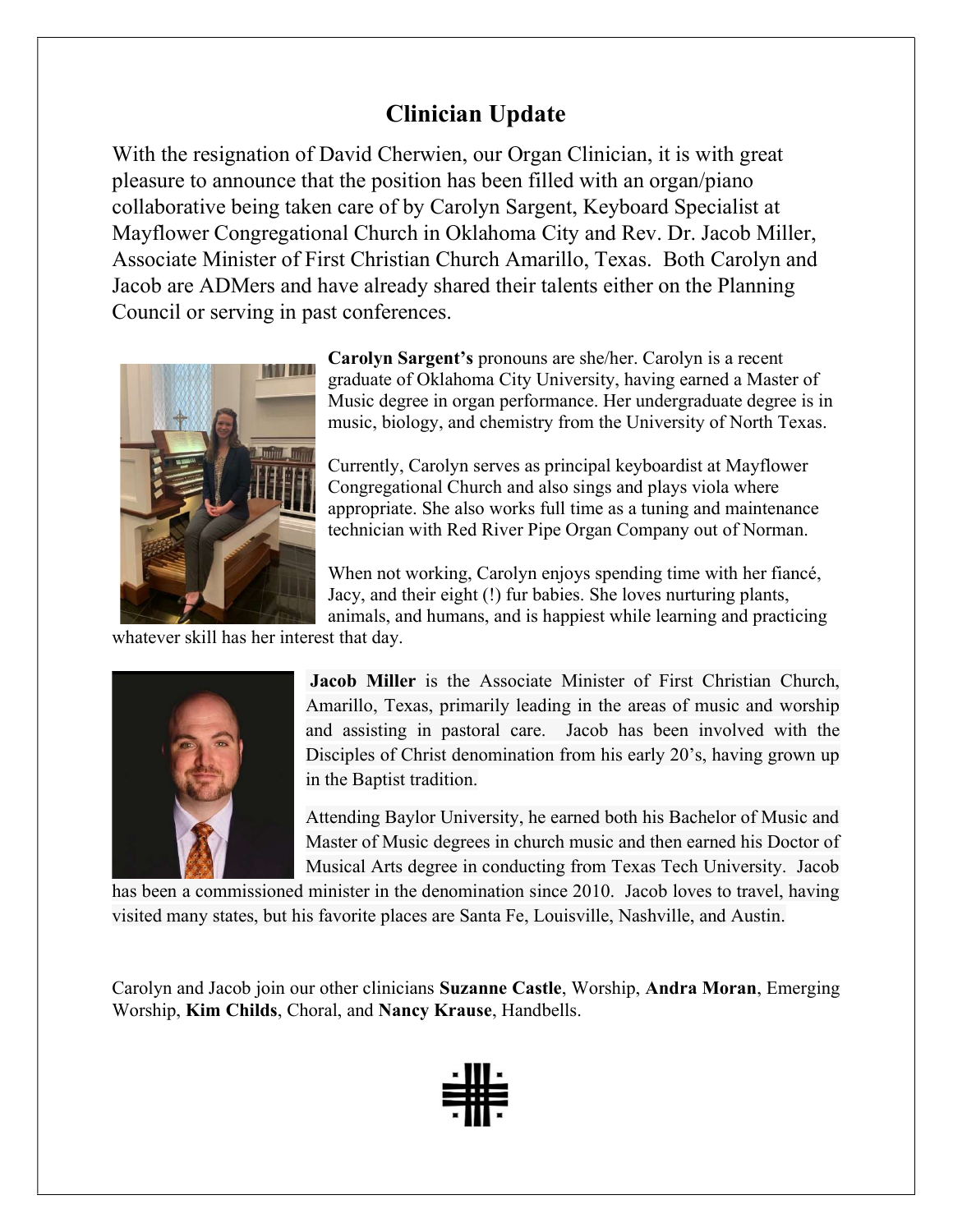## Clinician Update

With the resignation of David Cherwien, our Organ Clinician, it is with great pleasure to announce that the position has been filled with an organ/piano collaborative being taken care of by Carolyn Sargent, Keyboard Specialist at Mayflower Congregational Church in Oklahoma City and Rev. Dr. Jacob Miller, Associate Minister of First Christian Church Amarillo, Texas. Both Carolyn and Jacob are ADMers and have already shared their talents either on the Planning Council or serving in past conferences.

**Carolyn Sargent's** pronouns are she/her. Carolyn is a recent graduate of Oklahoma City University, having earned a Master of Music degree in organ performance. Her undergraduate degree is in music, biology, and chemistry from the University of North Texas.

Currently, Carolyn serves as principal keyboardist at Mayflower Congregational Church and also sings and plays viola where appropriate. She also works full time as a tuning and maintenance technician with Red River Pipe Organ Company out of Norman.

When not working, Carolyn enjoys spending time with her fiancé, Jacy, and their eight (!) fur babies. She loves nurturing plants, animals, and humans, and is happiest while learning and practicing whatever skill has her interest that day.

**Jacob Miller** is the Associate Minister of First Christian Church, Amarillo, Texas, primarily leading in the areas of music and worship and assisting in pastoral care. Jacob has been involved with the Disciples of Christ denomination from his early 20's, having grown up in the Baptist tradition.

Attending Baylor University, he earned both his Bachelor of Music and Master of Music degrees in church music and then earned his Doctor of Musical Arts degree in conducting from Texas Tech University. Jacob has been a commissioned minister in the denomination since 2010. Jacob loves to travel, having visited many states, but his favorite places are Santa Fe, Louisville, Nashville, and Austin.

Carolyn and Jacob join our other clinicians **Suzanne Castle**, Worship, **Andra Moran**, Emerging Worship, **Kim Childs**, Choral, and **Nancy Krause**, Handbells.